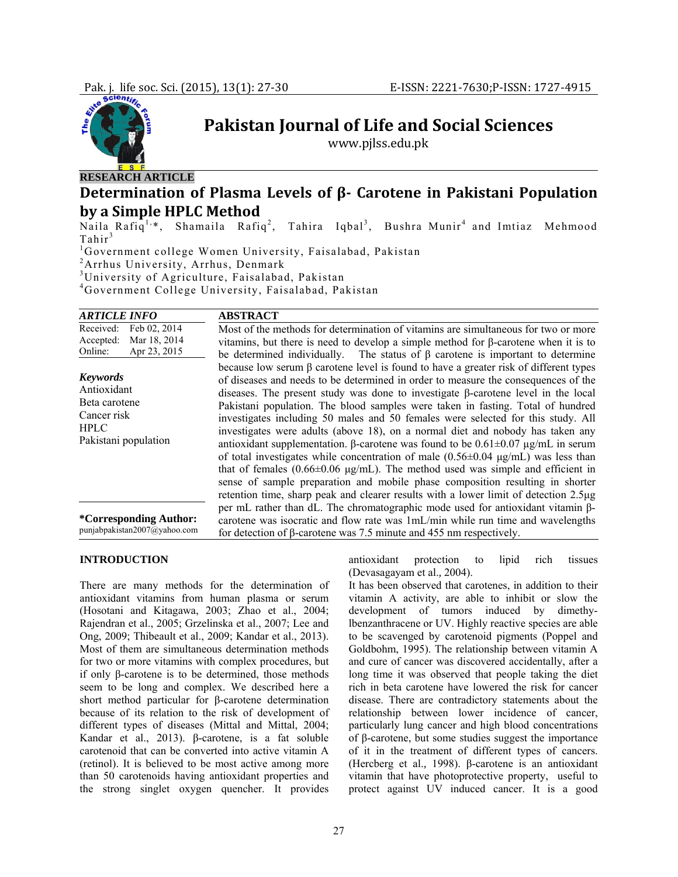# Pakistan Journal of Life and Social Sciences

www.pjlss.edu.pk

**RESEARCH ARTICLE**

## Determination of Plasma Levels of β- Carotene in Pakistani Population by a Simple HPLC Method

Naila Rafiq[1,*], Shamaila Rafiq[2], Tahira Iqbal[3], Bushra Munir[4] and Imtiaz Mehmood Tahir[3]

[1]Government college Women University, Faisalabad, Pakistan
[2]Arrhus University, Arrhus, Denmark
[3]University of Agriculture, Faisalabad, Pakistan
[4]Government College University, Faisalabad, Pakistan

***ARTICLE INFO***

| | |
|---|---|
| Received: | Feb 02, 2014 |
| Accepted: | Mar 18, 2014 |
| Online: | Apr 23, 2015 |

***Keywords***
Antioxidant
Beta carotene
Cancer risk
HPLC
Pakistani population

**\*Corresponding Author:**
punjabpakistan2007@yahoo.com

**ABSTRACT**

Most of the methods for determination of vitamins are simultaneous for two or more vitamins, but there is need to develop a simple method for β-carotene when it is to be determined individually. The status of β carotene is important to determine because low serum β carotene level is found to have a greater risk of different types of diseases and needs to be determined in order to measure the consequences of the diseases. The present study was done to investigate β-carotene level in the local Pakistani population. The blood samples were taken in fasting. Total of hundred investigates including 50 males and 50 females were selected for this study. All investigates were adults (above 18), on a normal diet and nobody has taken any antioxidant supplementation. β-carotene was found to be 0.61±0.07 μg/mL in serum of total investigates while concentration of male (0.56±0.04 μg/mL) was less than that of females (0.66±0.06 μg/mL). The method used was simple and efficient in sense of sample preparation and mobile phase composition resulting in shorter retention time, sharp peak and clearer results with a lower limit of detection 2.5μg per mL rather than dL. The chromatographic mode used for antioxidant vitamin β-carotene was isocratic and flow rate was 1mL/min while run time and wavelengths for detection of β-carotene was 7.5 minute and 455 nm respectively.

### INTRODUCTION

There are many methods for the determination of antioxidant vitamins from human plasma or serum (Hosotani and Kitagawa, 2003; Zhao et al., 2004; Rajendran et al., 2005; Grzelinska et al., 2007; Lee and Ong, 2009; Thibeault et al., 2009; Kandar et al., 2013). Most of them are simultaneous determination methods for two or more vitamins with complex procedures, but if only β-carotene is to be determined, those methods seem to be long and complex. We described here a short method particular for β-carotene determination because of its relation to the risk of development of different types of diseases (Mittal and Mittal, 2004; Kandar et al., 2013). β-carotene, is a fat soluble carotenoid that can be converted into active vitamin A (retinol). It is believed to be most active among more than 50 carotenoids having antioxidant properties and the strong singlet oxygen quencher. It provides antioxidant protection to lipid rich tissues (Devasagayam et al., 2004).

It has been observed that carotenes, in addition to their vitamin A activity, are able to inhibit or slow the development of tumors induced by dimethylbenzanthracene or UV. Highly reactive species are able to be scavenged by carotenoid pigments (Poppel and Goldbohm, 1995). The relationship between vitamin A and cure of cancer was discovered accidentally, after a long time it was observed that people taking the diet rich in beta carotene have lowered the risk for cancer disease. There are contradictory statements about the relationship between lower incidence of cancer, particularly lung cancer and high blood concentrations of β-carotene, but some studies suggest the importance of it in the treatment of different types of cancers. (Hercberg et al., 1998). β-carotene is an antioxidant vitamin that have photoprotective property, useful to protect against UV induced cancer. It is a good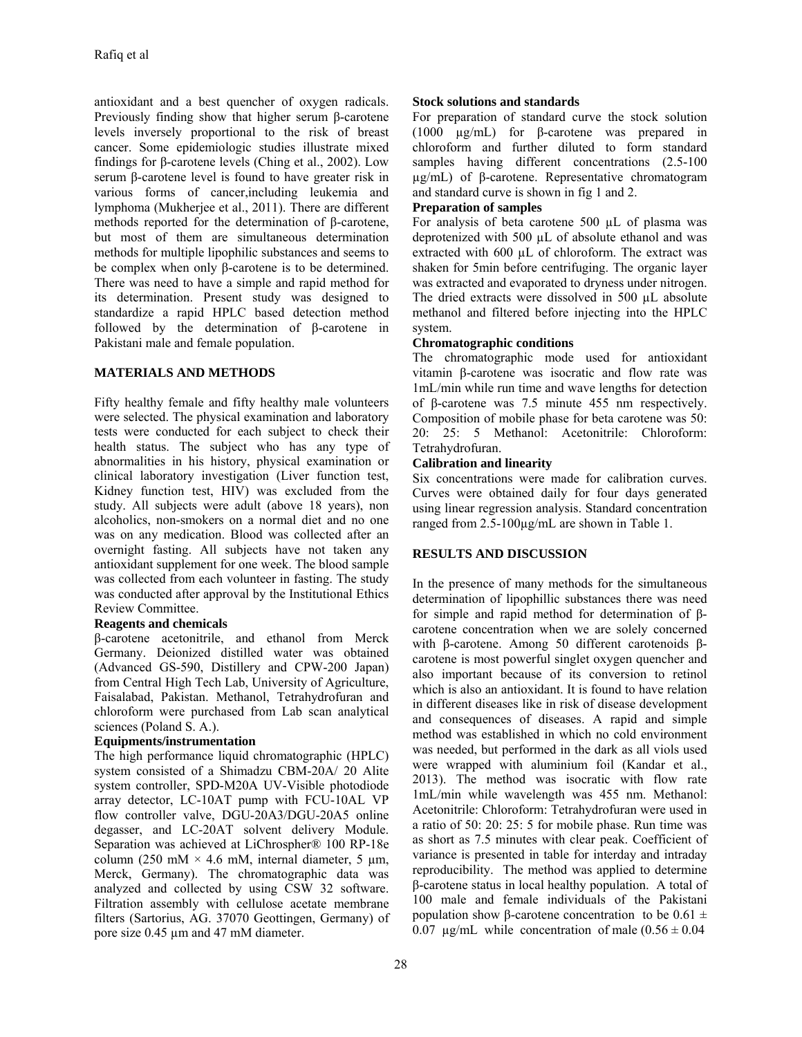antioxidant and a best quencher of oxygen radicals. Previously finding show that higher serum β-carotene levels inversely proportional to the risk of breast cancer. Some epidemiologic studies illustrate mixed findings for β-carotene levels (Ching et al., 2002). Low serum β-carotene level is found to have greater risk in various forms of cancer,including leukemia and lymphoma (Mukherjee et al., 2011). There are different methods reported for the determination of β-carotene, but most of them are simultaneous determination methods for multiple lipophilic substances and seems to be complex when only β-carotene is to be determined. There was need to have a simple and rapid method for its determination. Present study was designed to standardize a rapid HPLC based detection method followed by the determination of β-carotene in Pakistani male and female population.

## MATERIALS AND METHODS

Fifty healthy female and fifty healthy male volunteers were selected. The physical examination and laboratory tests were conducted for each subject to check their health status. The subject who has any type of abnormalities in his history, physical examination or clinical laboratory investigation (Liver function test, Kidney function test, HIV) was excluded from the study. All subjects were adult (above 18 years), non alcoholics, non-smokers on a normal diet and no one was on any medication. Blood was collected after an overnight fasting. All subjects have not taken any antioxidant supplement for one week. The blood sample was collected from each volunteer in fasting. The study was conducted after approval by the Institutional Ethics Review Committee.

### Reagents and chemicals

β-carotene acetonitrile, and ethanol from Merck Germany. Deionized distilled water was obtained (Advanced GS-590, Distillery and CPW-200 Japan) from Central High Tech Lab, University of Agriculture, Faisalabad, Pakistan. Methanol, Tetrahydrofuran and chloroform were purchased from Lab scan analytical sciences (Poland S. A.).

### Equipments/instrumentation

The high performance liquid chromatographic (HPLC) system consisted of a Shimadzu CBM-20A/ 20 Alite system controller, SPD-M20A UV-Visible photodiode array detector, LC-10AT pump with FCU-10AL VP flow controller valve, DGU-20A3/DGU-20A5 online degasser, and LC-20AT solvent delivery Module. Separation was achieved at LiChrospher® 100 RP-18e column (250 mM × 4.6 mM, internal diameter, 5 μm, Merck, Germany). The chromatographic data was analyzed and collected by using CSW 32 software. Filtration assembly with cellulose acetate membrane filters (Sartorius, AG. 37070 Geottingen, Germany) of pore size 0.45 μm and 47 mM diameter.

### Stock solutions and standards

For preparation of standard curve the stock solution (1000 μg/mL) for β-carotene was prepared in chloroform and further diluted to form standard samples having different concentrations (2.5-100 μg/mL) of β-carotene. Representative chromatogram and standard curve is shown in fig 1 and 2.

### Preparation of samples

For analysis of beta carotene 500 μL of plasma was deprotenized with 500 μL of absolute ethanol and was extracted with 600 μL of chloroform. The extract was shaken for 5min before centrifuging. The organic layer was extracted and evaporated to dryness under nitrogen. The dried extracts were dissolved in 500 μL absolute methanol and filtered before injecting into the HPLC system.

### Chromatographic conditions

The chromatographic mode used for antioxidant vitamin β-carotene was isocratic and flow rate was 1mL/min while run time and wave lengths for detection of β-carotene was 7.5 minute 455 nm respectively. Composition of mobile phase for beta carotene was 50: 20: 25: 5 Methanol: Acetonitrile: Chloroform: Tetrahydrofuran.

### Calibration and linearity

Six concentrations were made for calibration curves. Curves were obtained daily for four days generated using linear regression analysis. Standard concentration ranged from 2.5-100μg/mL are shown in Table 1.

## RESULTS AND DISCUSSION

In the presence of many methods for the simultaneous determination of lipophillic substances there was need for simple and rapid method for determination of β-carotene concentration when we are solely concerned with β-carotene. Among 50 different carotenoids β-carotene is most powerful singlet oxygen quencher and also important because of its conversion to retinol which is also an antioxidant. It is found to have relation in different diseases like in risk of disease development and consequences of diseases. A rapid and simple method was established in which no cold environment was needed, but performed in the dark as all viols used were wrapped with aluminium foil (Kandar et al., 2013). The method was isocratic with flow rate 1mL/min while wavelength was 455 nm. Methanol: Acetonitrile: Chloroform: Tetrahydrofuran were used in a ratio of 50: 20: 25: 5 for mobile phase. Run time was as short as 7.5 minutes with clear peak. Coefficient of variance is presented in table for interday and intraday reproducibility. The method was applied to determine β-carotene status in local healthy population. A total of 100 male and female individuals of the Pakistani population show β-carotene concentration to be $0.61 \pm 0.07$ μg/mL while concentration of male ($0.56 \pm 0.04$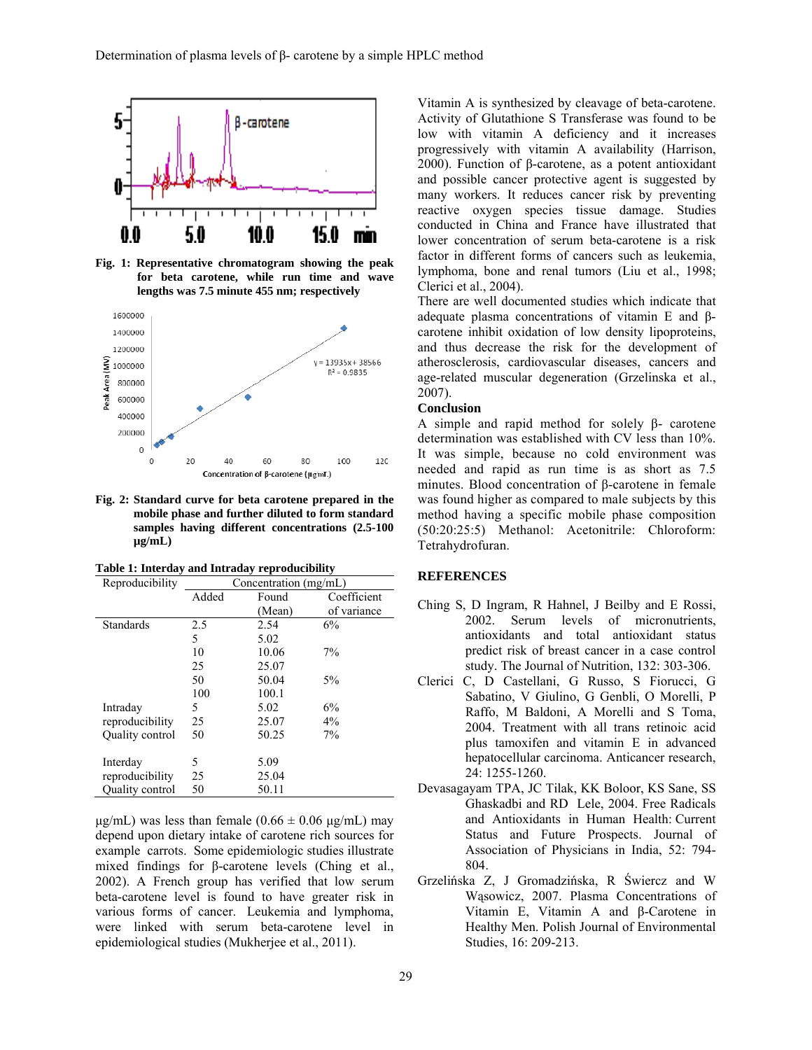Fig. 1: Representative chromatogram showing the peak for beta carotene, while run time and wave lengths was 7.5 minute 455 nm; respectively

Fig. 2: Standard curve for beta carotene prepared in the mobile phase and further diluted to form standard samples having different concentrations (2.5-100 µg/mL)

**Table 1: Interday and Intraday reproducibility**

| Reproducibility | Concentration (mg/mL) | | |
|---|---|---|---|
| | Added | Found (Mean) | Coefficient of variance |
| Standards | 2.5 | 2.54 | 6% |
| | 5 | 5.02 | |
| | 10 | 10.06 | 7% |
| | 25 | 25.07 | |
| | 50 | 50.04 | 5% |
| | 100 | 100.1 | |
| Intraday reproducibility Quality control | 5 | 5.02 | 6% |
| | 25 | 25.07 | 4% |
| | 50 | 50.25 | 7% |
| Interday reproducibility Quality control | 5 | 5.09 | |
| | 25 | 25.04 | |
| | 50 | 50.11 | |

µg/mL) was less than female (0.66 ± 0.06 µg/mL) may depend upon dietary intake of carotene rich sources for example carrots. Some epidemiologic studies illustrate mixed findings for β-carotene levels (Ching et al., 2002). A French group has verified that low serum beta-carotene level is found to have greater risk in various forms of cancer. Leukemia and lymphoma, were linked with serum beta-carotene level in epidemiological studies (Mukherjee et al., 2011).

Vitamin A is synthesized by cleavage of beta-carotene. Activity of Glutathione S Transferase was found to be low with vitamin A deficiency and it increases progressively with vitamin A availability (Harrison, 2000). Function of β-carotene, as a potent antioxidant and possible cancer protective agent is suggested by many workers. It reduces cancer risk by preventing reactive oxygen species tissue damage. Studies conducted in China and France have illustrated that lower concentration of serum beta-carotene is a risk factor in different forms of cancers such as leukemia, lymphoma, bone and renal tumors (Liu et al., 1998; Clerici et al., 2004).

There are well documented studies which indicate that adequate plasma concentrations of vitamin E and β-carotene inhibit oxidation of low density lipoproteins, and thus decrease the risk for the development of atherosclerosis, cardiovascular diseases, cancers and age-related muscular degeneration (Grzelinska et al., 2007).

## Conclusion

A simple and rapid method for solely β- carotene determination was established with CV less than 10%. It was simple, because no cold environment was needed and rapid as run time is as short as 7.5 minutes. Blood concentration of β-carotene in female was found higher as compared to male subjects by this method having a specific mobile phase composition (50:20:25:5) Methanol: Acetonitrile: Chloroform: Tetrahydrofuran.

## REFERENCES

Ching S, D Ingram, R Hahnel, J Beilby and E Rossi, 2002. Serum levels of micronutrients, antioxidants and total antioxidant status predict risk of breast cancer in a case control study. The Journal of Nutrition, 132: 303-306.

Clerici C, D Castellani, G Russo, S Fiorucci, G Sabatino, V Giulino, G Genbli, O Morelli, P Raffo, M Baldoni, A Morelli and S Toma, 2004. Treatment with all trans retinoic acid plus tamoxifen and vitamin E in advanced hepatocellular carcinoma. Anticancer research, 24: 1255-1260.

Devasagayam TPA, JC Tilak, KK Boloor, KS Sane, SS Ghaskadbi and RD Lele, 2004. Free Radicals and Antioxidants in Human Health: Current Status and Future Prospects. Journal of Association of Physicians in India, 52: 794-804.

Grzelińska Z, J Gromadzińska, R Świercz and W Wąsowicz, 2007. Plasma Concentrations of Vitamin E, Vitamin A and β-Carotene in Healthy Men. Polish Journal of Environmental Studies, 16: 209-213.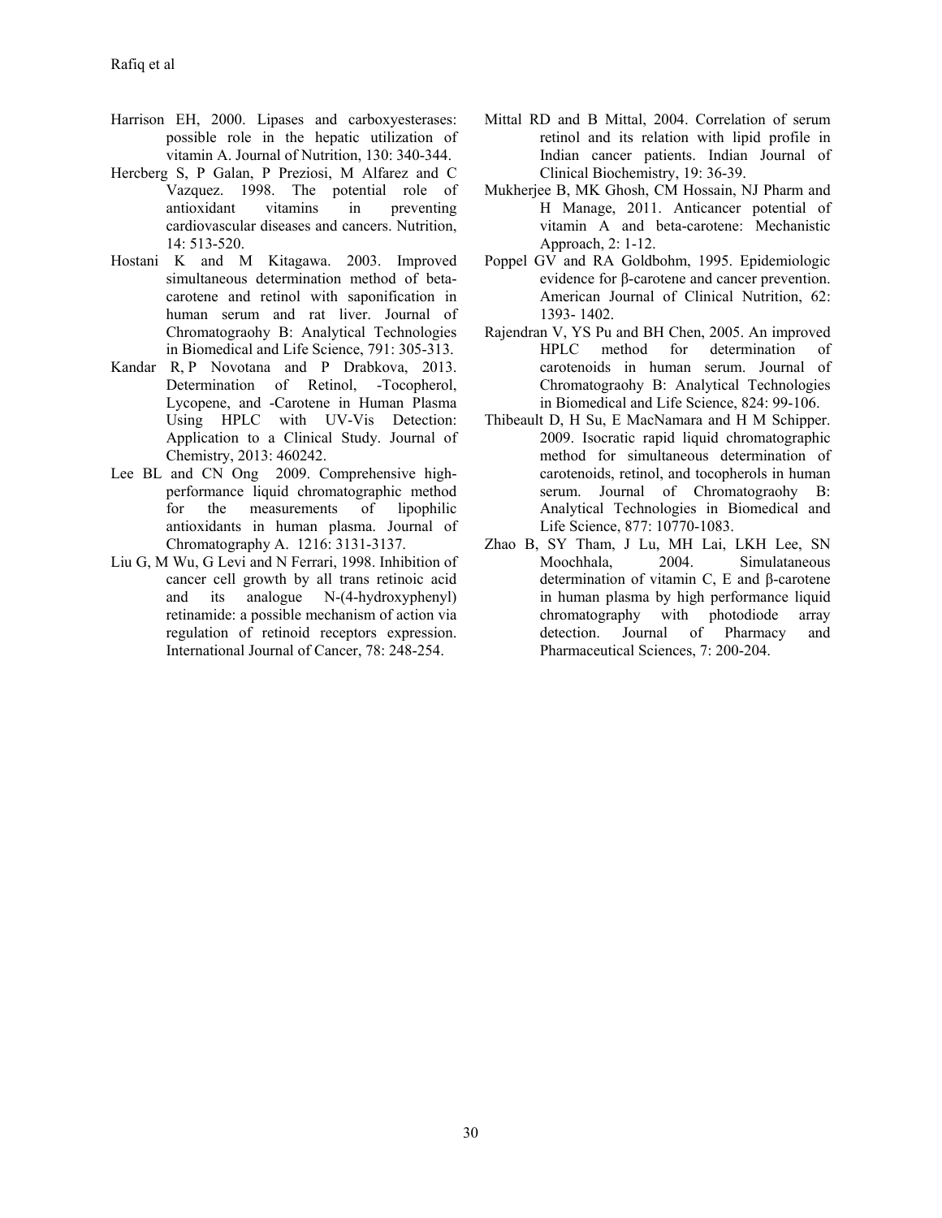Harrison EH, 2000. Lipases and carboxyesterases: possible role in the hepatic utilization of vitamin A. Journal of Nutrition, 130: 340-344.

Hercberg S, P Galan, P Preziosi, M Alfarez and C Vazquez. 1998. The potential role of antioxidant vitamins in preventing cardiovascular diseases and cancers. Nutrition, 14: 513-520.

Hostani K and M Kitagawa. 2003. Improved simultaneous determination method of beta-carotene and retinol with saponification in human serum and rat liver. Journal of Chromatograohy B: Analytical Technologies in Biomedical and Life Science, 791: 305-313.

Kandar R, P Novotana and P Drabkova, 2013. Determination of Retinol, -Tocopherol, Lycopene, and -Carotene in Human Plasma Using HPLC with UV-Vis Detection: Application to a Clinical Study. Journal of Chemistry, 2013: 460242.

Lee BL and CN Ong 2009. Comprehensive high-performance liquid chromatographic method for the measurements of lipophilic antioxidants in human plasma. Journal of Chromatography A. 1216: 3131-3137.

Liu G, M Wu, G Levi and N Ferrari, 1998. Inhibition of cancer cell growth by all trans retinoic acid and its analogue N-(4-hydroxyphenyl) retinamide: a possible mechanism of action via regulation of retinoid receptors expression. International Journal of Cancer, 78: 248-254.

Mittal RD and B Mittal, 2004. Correlation of serum retinol and its relation with lipid profile in Indian cancer patients. Indian Journal of Clinical Biochemistry, 19: 36-39.

Mukherjee B, MK Ghosh, CM Hossain, NJ Pharm and H Manage, 2011. Anticancer potential of vitamin A and beta-carotene: Mechanistic Approach, 2: 1-12.

Poppel GV and RA Goldbohm, 1995. Epidemiologic evidence for β-carotene and cancer prevention. American Journal of Clinical Nutrition, 62: 1393- 1402.

Rajendran V, YS Pu and BH Chen, 2005. An improved HPLC method for determination of carotenoids in human serum. Journal of Chromatograohy B: Analytical Technologies in Biomedical and Life Science, 824: 99-106.

Thibeault D, H Su, E MacNamara and H M Schipper. 2009. Isocratic rapid liquid chromatographic method for simultaneous determination of carotenoids, retinol, and tocopherols in human serum. Journal of Chromatograohy B: Analytical Technologies in Biomedical and Life Science, 877: 10770-1083.

Zhao B, SY Tham, J Lu, MH Lai, LKH Lee, SN Moochhala, 2004. Simulataneous determination of vitamin C, E and β-carotene in human plasma by high performance liquid chromatography with photodiode array detection. Journal of Pharmacy and Pharmaceutical Sciences, 7: 200-204.